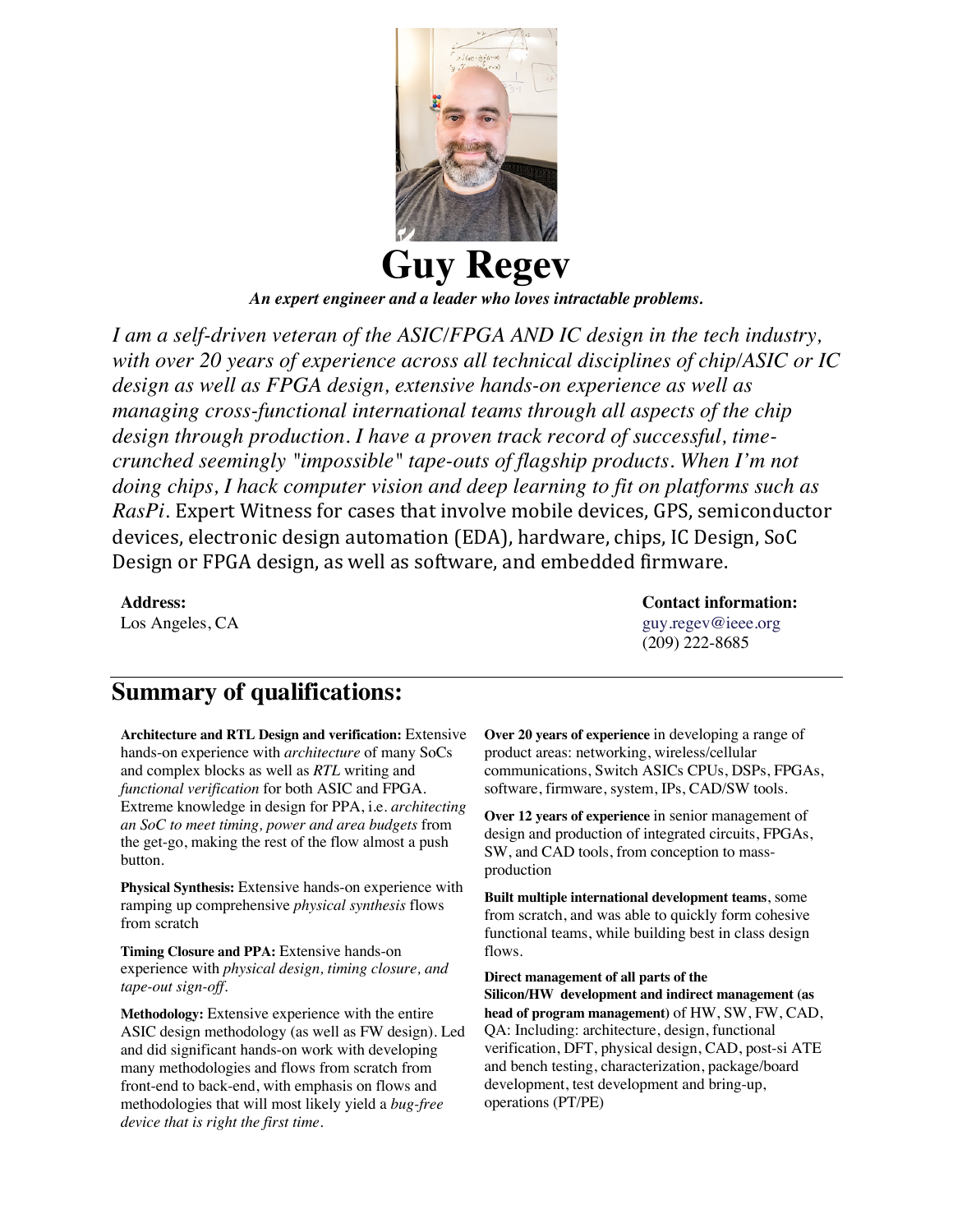# Guy Regev

***An expert engineer and a leader who loves intractable problems.***

*I am a self-driven veteran of the ASIC/FPGA AND IC design in the tech industry, with over 20 years of experience across all technical disciplines of chip/ASIC or IC design as well as FPGA design, extensive hands-on experience as well as managing cross-functional international teams through all aspects of the chip design through production. I have a proven track record of successful, time-crunched seemingly "impossible" tape-outs of flagship products. When I'm not doing chips, I hack computer vision and deep learning to fit on platforms such as RasPi.* Expert Witness for cases that involve mobile devices, GPS, semiconductor devices, electronic design automation (EDA), hardware, chips, IC Design, SoC Design or FPGA design, as well as software, and embedded firmware.

**Address:**
Los Angeles, CA

**Contact information:**
guy.regev@ieee.org
(209) 222-8685

## Summary of qualifications:

**Architecture and RTL Design and verification:** Extensive hands-on experience with *architecture* of many SoCs and complex blocks as well as *RTL* writing and *functional verification* for both ASIC and FPGA. Extreme knowledge in design for PPA, i.e. *architecting an SoC to meet timing, power and area budgets* from the get-go, making the rest of the flow almost a push button.

**Physical Synthesis:** Extensive hands-on experience with ramping up comprehensive *physical synthesis* flows from scratch

**Timing Closure and PPA:** Extensive hands-on experience with *physical design, timing closure, and tape-out sign-off*.

**Methodology:** Extensive experience with the entire ASIC design methodology (as well as FW design). Led and did significant hands-on work with developing many methodologies and flows from scratch from front-end to back-end, with emphasis on flows and methodologies that will most likely yield a *bug-free device that is right the first time*.

**Over 20 years of experience** in developing a range of product areas: networking, wireless/cellular communications, Switch ASICs CPUs, DSPs, FPGAs, software, firmware, system, IPs, CAD/SW tools.

**Over 12 years of experience** in senior management of design and production of integrated circuits, FPGAs, SW, and CAD tools, from conception to mass-production

**Built multiple international development teams**, some from scratch, and was able to quickly form cohesive functional teams, while building best in class design flows.

**Direct management of all parts of the Silicon/HW development and indirect management (as head of program management)** of HW, SW, FW, CAD, QA: Including: architecture, design, functional verification, DFT, physical design, CAD, post-si ATE and bench testing, characterization, package/board development, test development and bring-up, operations (PT/PE)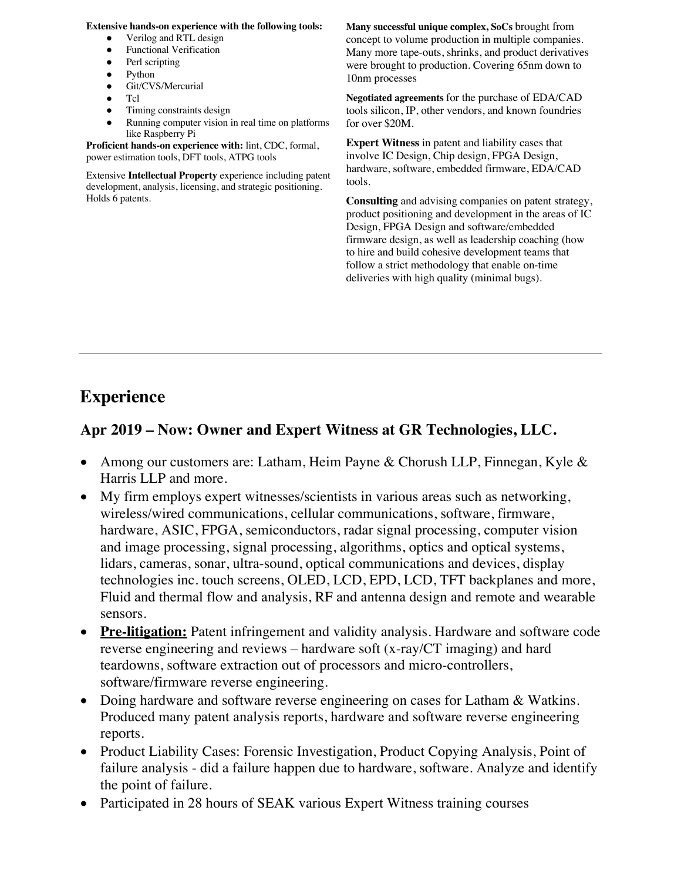**Extensive hands-on experience with the following tools:**

- Verilog and RTL design
- Functional Verification
- Perl scripting
- Python
- Git/CVS/Mercurial
- Tcl
- Timing constraints design
- Running computer vision in real time on platforms like Raspberry Pi

**Proficient hands-on experience with:** lint, CDC, formal, power estimation tools, DFT tools, ATPG tools

Extensive **Intellectual Property** experience including patent development, analysis, licensing, and strategic positioning. Holds 6 patents.

**Many successful unique complex, SoCs** brought from concept to volume production in multiple companies. Many more tape-outs, shrinks, and product derivatives were brought to production. Covering 65nm down to 10nm processes

**Negotiated agreements** for the purchase of EDA/CAD tools silicon, IP, other vendors, and known foundries for over $20M.

**Expert Witness** in patent and liability cases that involve IC Design, Chip design, FPGA Design, hardware, software, embedded firmware, EDA/CAD tools.

**Consulting** and advising companies on patent strategy, product positioning and development in the areas of IC Design, FPGA Design and software/embedded firmware design, as well as leadership coaching (how to hire and build cohesive development teams that follow a strict methodology that enable on-time deliveries with high quality (minimal bugs).

---

# Experience

## Apr 2019 – Now: Owner and Expert Witness at GR Technologies, LLC.

- Among our customers are: Latham, Heim Payne & Chorush LLP, Finnegan, Kyle & Harris LLP and more.
- My firm employs expert witnesses/scientists in various areas such as networking, wireless/wired communications, cellular communications, software, firmware, hardware, ASIC, FPGA, semiconductors, radar signal processing, computer vision and image processing, signal processing, algorithms, optics and optical systems, lidars, cameras, sonar, ultra-sound, optical communications and devices, display technologies inc. touch screens, OLED, LCD, EPD, LCD, TFT backplanes and more, Fluid and thermal flow and analysis, RF and antenna design and remote and wearable sensors.
- **Pre-litigation:** Patent infringement and validity analysis. Hardware and software code reverse engineering and reviews – hardware soft (x-ray/CT imaging) and hard teardowns, software extraction out of processors and micro-controllers, software/firmware reverse engineering.
- Doing hardware and software reverse engineering on cases for Latham & Watkins. Produced many patent analysis reports, hardware and software reverse engineering reports.
- Product Liability Cases: Forensic Investigation, Product Copying Analysis, Point of failure analysis - did a failure happen due to hardware, software. Analyze and identify the point of failure.
- Participated in 28 hours of SEAK various Expert Witness training courses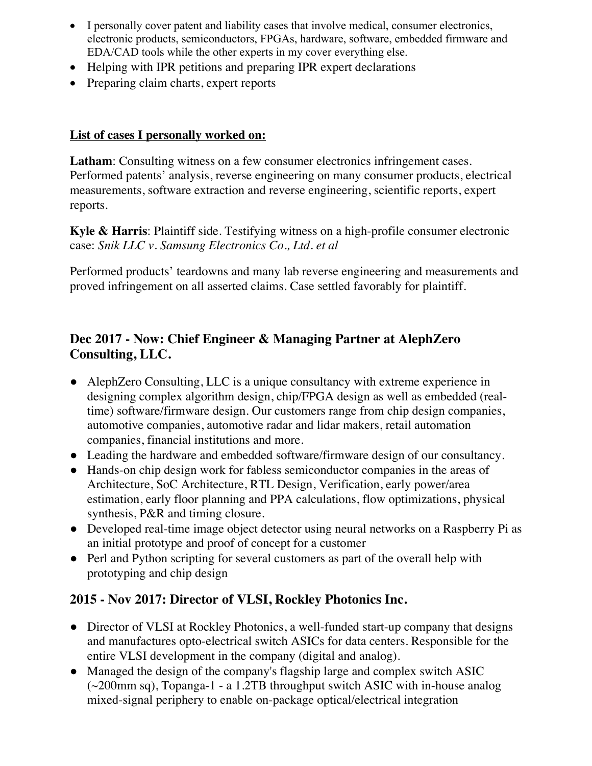- I personally cover patent and liability cases that involve medical, consumer electronics, electronic products, semiconductors, FPGAs, hardware, software, embedded firmware and EDA/CAD tools while the other experts in my cover everything else.
- Helping with IPR petitions and preparing IPR expert declarations
- Preparing claim charts, expert reports

**List of cases I personally worked on:**

**Latham**: Consulting witness on a few consumer electronics infringement cases. Performed patents' analysis, reverse engineering on many consumer products, electrical measurements, software extraction and reverse engineering, scientific reports, expert reports.

**Kyle & Harris**: Plaintiff side. Testifying witness on a high-profile consumer electronic case: *Snik LLC v. Samsung Electronics Co., Ltd. et al*

Performed products' teardowns and many lab reverse engineering and measurements and proved infringement on all asserted claims. Case settled favorably for plaintiff.

### Dec 2017 - Now: Chief Engineer & Managing Partner at AlephZero Consulting, LLC.

- AlephZero Consulting, LLC is a unique consultancy with extreme experience in designing complex algorithm design, chip/FPGA design as well as embedded (real-time) software/firmware design. Our customers range from chip design companies, automotive companies, automotive radar and lidar makers, retail automation companies, financial institutions and more.
- Leading the hardware and embedded software/firmware design of our consultancy.
- Hands-on chip design work for fabless semiconductor companies in the areas of Architecture, SoC Architecture, RTL Design, Verification, early power/area estimation, early floor planning and PPA calculations, flow optimizations, physical synthesis, P&R and timing closure.
- Developed real-time image object detector using neural networks on a Raspberry Pi as an initial prototype and proof of concept for a customer
- Perl and Python scripting for several customers as part of the overall help with prototyping and chip design

### 2015 - Nov 2017: Director of VLSI, Rockley Photonics Inc.

- Director of VLSI at Rockley Photonics, a well-funded start-up company that designs and manufactures opto-electrical switch ASICs for data centers. Responsible for the entire VLSI development in the company (digital and analog).
- Managed the design of the company's flagship large and complex switch ASIC (~200mm sq), Topanga-1 - a 1.2TB throughput switch ASIC with in-house analog mixed-signal periphery to enable on-package optical/electrical integration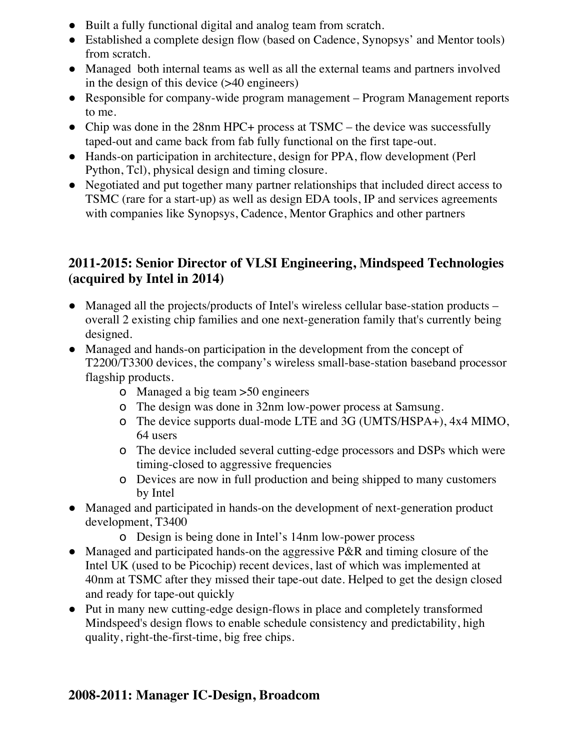- Built a fully functional digital and analog team from scratch.
- Established a complete design flow (based on Cadence, Synopsys' and Mentor tools) from scratch.
- Managed both internal teams as well as all the external teams and partners involved in the design of this device (>40 engineers)
- Responsible for company-wide program management – Program Management reports to me.
- Chip was done in the 28nm HPC+ process at TSMC – the device was successfully taped-out and came back from fab fully functional on the first tape-out.
- Hands-on participation in architecture, design for PPA, flow development (Perl Python, Tcl), physical design and timing closure.
- Negotiated and put together many partner relationships that included direct access to TSMC (rare for a start-up) as well as design EDA tools, IP and services agreements with companies like Synopsys, Cadence, Mentor Graphics and other partners

### 2011-2015: Senior Director of VLSI Engineering, Mindspeed Technologies (acquired by Intel in 2014)

- Managed all the projects/products of Intel's wireless cellular base-station products – overall 2 existing chip families and one next-generation family that's currently being designed.
- Managed and hands-on participation in the development from the concept of T2200/T3300 devices, the company's wireless small-base-station baseband processor flagship products.
  - Managed a big team >50 engineers
  - The design was done in 32nm low-power process at Samsung.
  - The device supports dual-mode LTE and 3G (UMTS/HSPA+), 4x4 MIMO, 64 users
  - The device included several cutting-edge processors and DSPs which were timing-closed to aggressive frequencies
  - Devices are now in full production and being shipped to many customers by Intel
- Managed and participated in hands-on the development of next-generation product development, T3400
  - Design is being done in Intel's 14nm low-power process
- Managed and participated hands-on the aggressive P&R and timing closure of the Intel UK (used to be Picochip) recent devices, last of which was implemented at 40nm at TSMC after they missed their tape-out date. Helped to get the design closed and ready for tape-out quickly
- Put in many new cutting-edge design-flows in place and completely transformed Mindspeed's design flows to enable schedule consistency and predictability, high quality, right-the-first-time, big free chips.

### 2008-2011: Manager IC-Design, Broadcom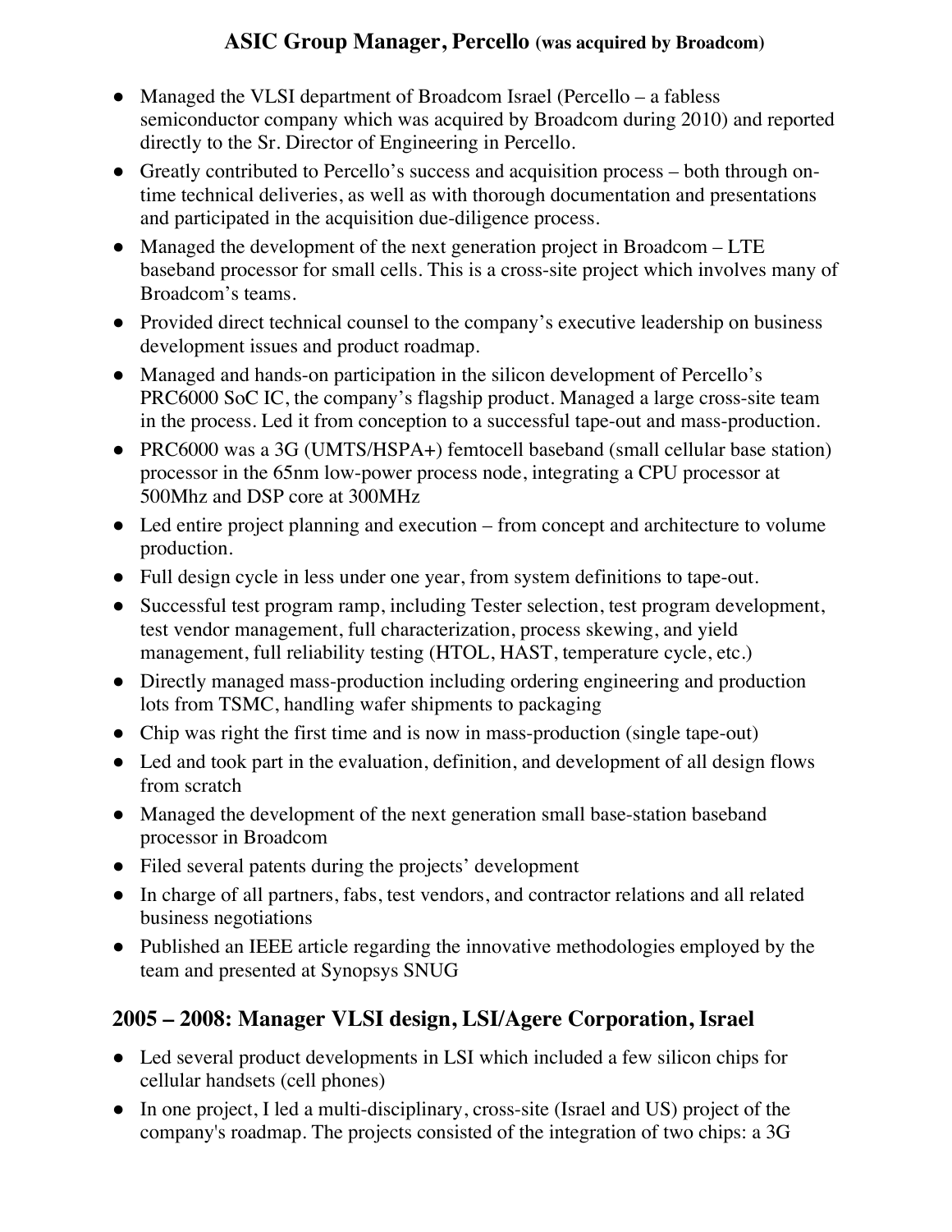## ASIC Group Manager, Percello (was acquired by Broadcom)

- Managed the VLSI department of Broadcom Israel (Percello – a fabless semiconductor company which was acquired by Broadcom during 2010) and reported directly to the Sr. Director of Engineering in Percello.
- Greatly contributed to Percello's success and acquisition process – both through on-time technical deliveries, as well as with thorough documentation and presentations and participated in the acquisition due-diligence process.
- Managed the development of the next generation project in Broadcom – LTE baseband processor for small cells. This is a cross-site project which involves many of Broadcom's teams.
- Provided direct technical counsel to the company's executive leadership on business development issues and product roadmap.
- Managed and hands-on participation in the silicon development of Percello's PRC6000 SoC IC, the company's flagship product. Managed a large cross-site team in the process. Led it from conception to a successful tape-out and mass-production.
- PRC6000 was a 3G (UMTS/HSPA+) femtocell baseband (small cellular base station) processor in the 65nm low-power process node, integrating a CPU processor at 500Mhz and DSP core at 300MHz
- Led entire project planning and execution – from concept and architecture to volume production.
- Full design cycle in less under one year, from system definitions to tape-out.
- Successful test program ramp, including Tester selection, test program development, test vendor management, full characterization, process skewing, and yield management, full reliability testing (HTOL, HAST, temperature cycle, etc.)
- Directly managed mass-production including ordering engineering and production lots from TSMC, handling wafer shipments to packaging
- Chip was right the first time and is now in mass-production (single tape-out)
- Led and took part in the evaluation, definition, and development of all design flows from scratch
- Managed the development of the next generation small base-station baseband processor in Broadcom
- Filed several patents during the projects' development
- In charge of all partners, fabs, test vendors, and contractor relations and all related business negotiations
- Published an IEEE article regarding the innovative methodologies employed by the team and presented at Synopsys SNUG

## 2005 – 2008: Manager VLSI design, LSI/Agere Corporation, Israel

- Led several product developments in LSI which included a few silicon chips for cellular handsets (cell phones)
- In one project, I led a multi-disciplinary, cross-site (Israel and US) project of the company's roadmap. The projects consisted of the integration of two chips: a 3G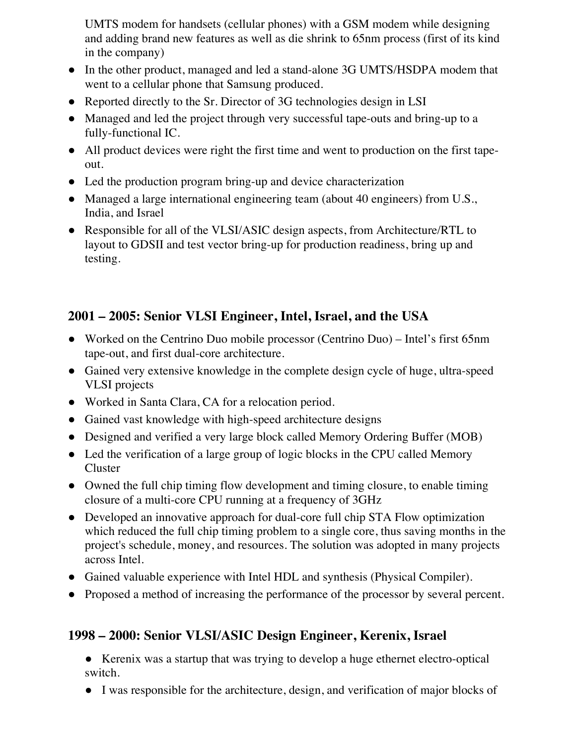UMTS modem for handsets (cellular phones) with a GSM modem while designing and adding brand new features as well as die shrink to 65nm process (first of its kind in the company)

- In the other product, managed and led a stand-alone 3G UMTS/HSDPA modem that went to a cellular phone that Samsung produced.
- Reported directly to the Sr. Director of 3G technologies design in LSI
- Managed and led the project through very successful tape-outs and bring-up to a fully-functional IC.
- All product devices were right the first time and went to production on the first tape-out.
- Led the production program bring-up and device characterization
- Managed a large international engineering team (about 40 engineers) from U.S., India, and Israel
- Responsible for all of the VLSI/ASIC design aspects, from Architecture/RTL to layout to GDSII and test vector bring-up for production readiness, bring up and testing.

### 2001 – 2005: Senior VLSI Engineer, Intel, Israel, and the USA

- Worked on the Centrino Duo mobile processor (Centrino Duo) – Intel's first 65nm tape-out, and first dual-core architecture.
- Gained very extensive knowledge in the complete design cycle of huge, ultra-speed VLSI projects
- Worked in Santa Clara, CA for a relocation period.
- Gained vast knowledge with high-speed architecture designs
- Designed and verified a very large block called Memory Ordering Buffer (MOB)
- Led the verification of a large group of logic blocks in the CPU called Memory Cluster
- Owned the full chip timing flow development and timing closure, to enable timing closure of a multi-core CPU running at a frequency of 3GHz
- Developed an innovative approach for dual-core full chip STA Flow optimization which reduced the full chip timing problem to a single core, thus saving months in the project's schedule, money, and resources. The solution was adopted in many projects across Intel.
- Gained valuable experience with Intel HDL and synthesis (Physical Compiler).
- Proposed a method of increasing the performance of the processor by several percent.

### 1998 – 2000: Senior VLSI/ASIC Design Engineer, Kerenix, Israel

- Kerenix was a startup that was trying to develop a huge ethernet electro-optical switch.
- I was responsible for the architecture, design, and verification of major blocks of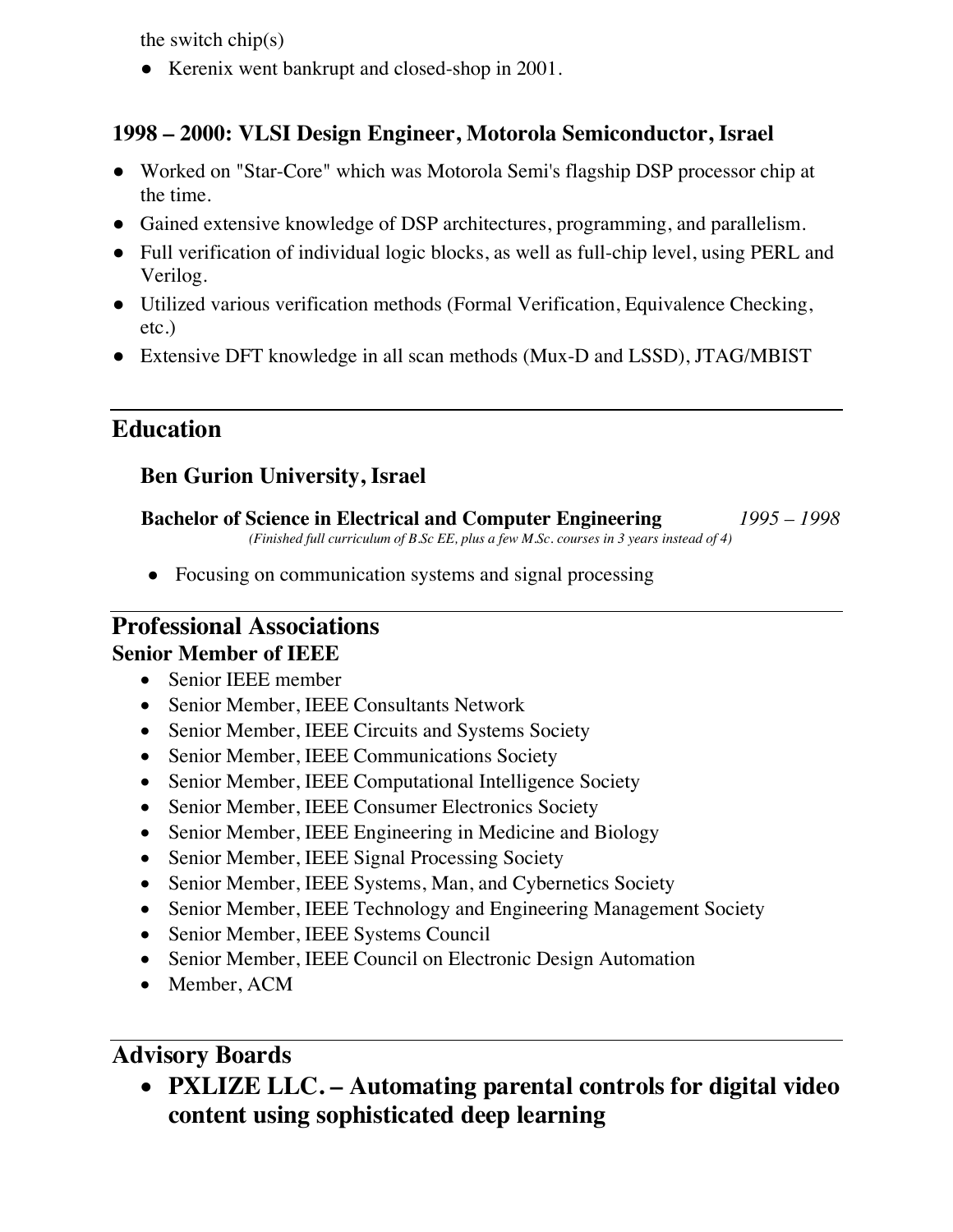the switch chip(s)

- Kerenix went bankrupt and closed-shop in 2001.

### 1998 – 2000: VLSI Design Engineer, Motorola Semiconductor, Israel

- Worked on "Star-Core" which was Motorola Semi's flagship DSP processor chip at the time.
- Gained extensive knowledge of DSP architectures, programming, and parallelism.
- Full verification of individual logic blocks, as well as full-chip level, using PERL and Verilog.
- Utilized various verification methods (Formal Verification, Equivalence Checking, etc.)
- Extensive DFT knowledge in all scan methods (Mux-D and LSSD), JTAG/MBIST

## Education

### Ben Gurion University, Israel

**Bachelor of Science in Electrical and Computer Engineering** *1995 – 1998*

*(Finished full curriculum of B.Sc EE, plus a few M.Sc. courses in 3 years instead of 4)*

- Focusing on communication systems and signal processing

## Professional Associations

**Senior Member of IEEE**

- Senior IEEE member
- Senior Member, IEEE Consultants Network
- Senior Member, IEEE Circuits and Systems Society
- Senior Member, IEEE Communications Society
- Senior Member, IEEE Computational Intelligence Society
- Senior Member, IEEE Consumer Electronics Society
- Senior Member, IEEE Engineering in Medicine and Biology
- Senior Member, IEEE Signal Processing Society
- Senior Member, IEEE Systems, Man, and Cybernetics Society
- Senior Member, IEEE Technology and Engineering Management Society
- Senior Member, IEEE Systems Council
- Senior Member, IEEE Council on Electronic Design Automation
- Member, ACM

## Advisory Boards

- **PXLIZE LLC. – Automating parental controls for digital video content using sophisticated deep learning**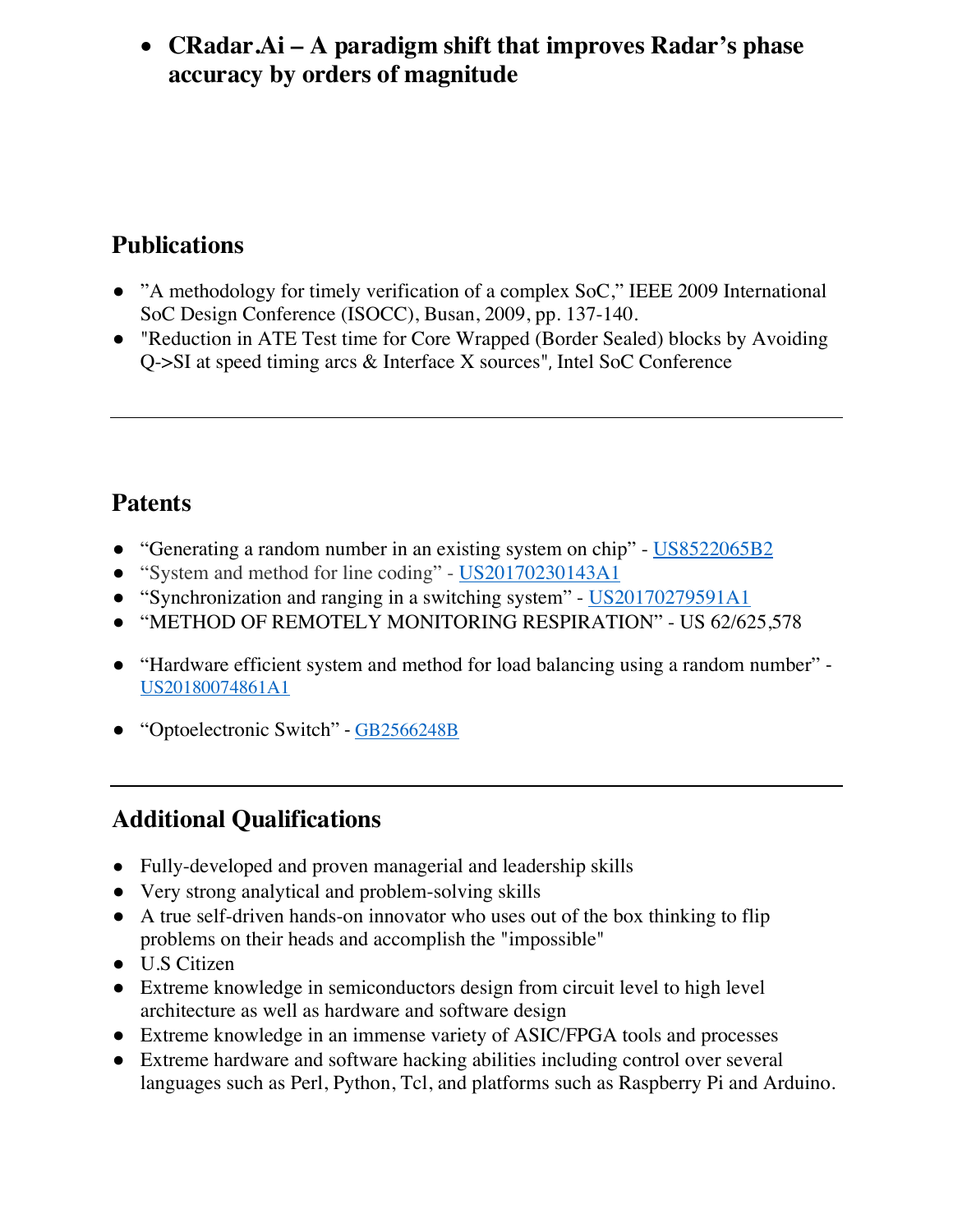- **CRadar.Ai – A paradigm shift that improves Radar's phase accuracy by orders of magnitude**

## Publications

- "A methodology for timely verification of a complex SoC," IEEE 2009 International SoC Design Conference (ISOCC), Busan, 2009, pp. 137-140.
- "Reduction in ATE Test time for Core Wrapped (Border Sealed) blocks by Avoiding Q->SI at speed timing arcs & Interface X sources", Intel SoC Conference

---

## Patents

- "Generating a random number in an existing system on chip" - US8522065B2
- "System and method for line coding" - US20170230143A1
- "Synchronization and ranging in a switching system" - US20170279591A1
- "METHOD OF REMOTELY MONITORING RESPIRATION" - US 62/625,578
- "Hardware efficient system and method for load balancing using a random number" - US20180074861A1
- "Optoelectronic Switch" - GB2566248B

---

## Additional Qualifications

- Fully-developed and proven managerial and leadership skills
- Very strong analytical and problem-solving skills
- A true self-driven hands-on innovator who uses out of the box thinking to flip problems on their heads and accomplish the "impossible"
- U.S Citizen
- Extreme knowledge in semiconductors design from circuit level to high level architecture as well as hardware and software design
- Extreme knowledge in an immense variety of ASIC/FPGA tools and processes
- Extreme hardware and software hacking abilities including control over several languages such as Perl, Python, Tcl, and platforms such as Raspberry Pi and Arduino.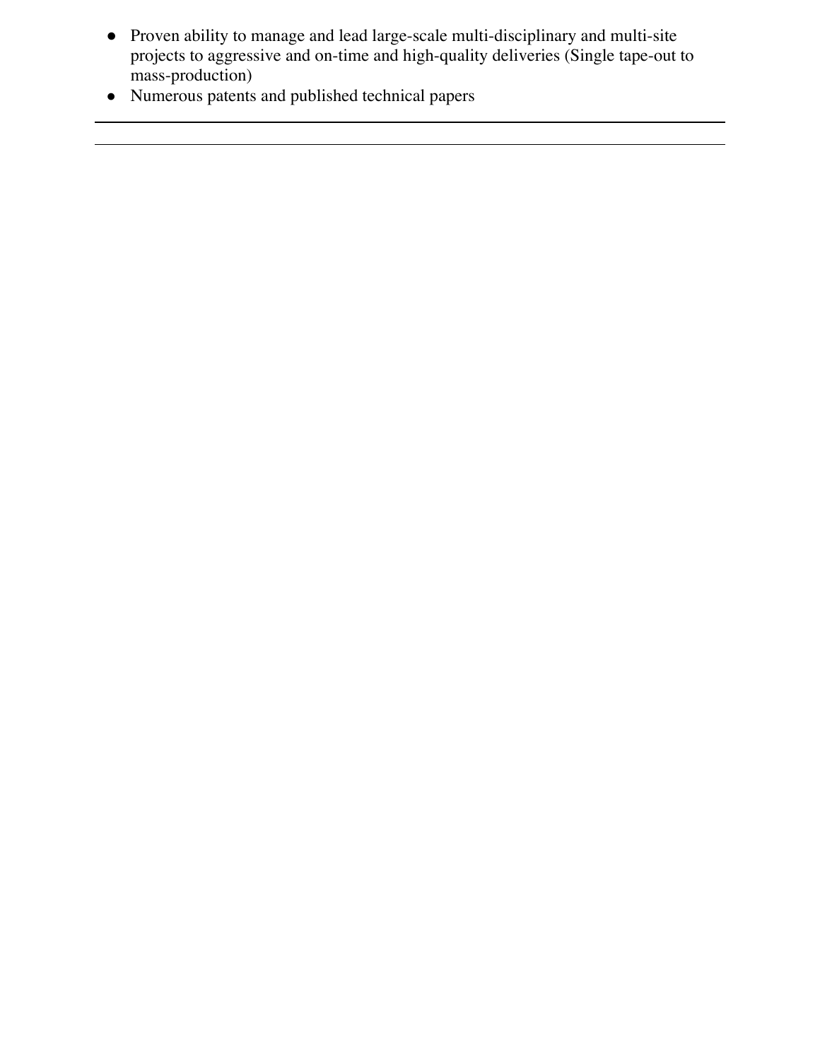- Proven ability to manage and lead large-scale multi-disciplinary and multi-site projects to aggressive and on-time and high-quality deliveries (Single tape-out to mass-production)
- Numerous patents and published technical papers

---